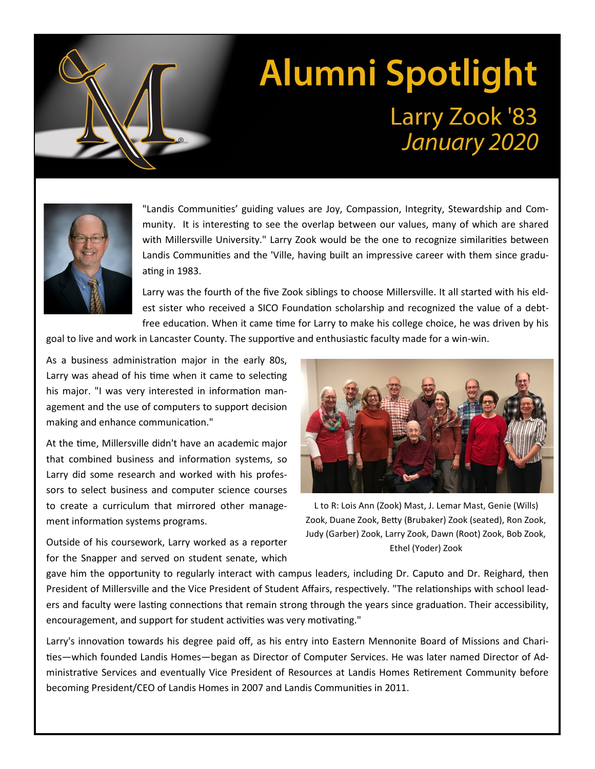# Alumni Spotlight

## Larry Zook '83

### *January 2020*

"Landis Communities' guiding values are Joy, Compassion, Integrity, Stewardship and Community. It is interesting to see the overlap between our values, many of which are shared with Millersville University." Larry Zook would be the one to recognize similarities between Landis Communities and the 'Ville, having built an impressive career with them since graduating in 1983.

Larry was the fourth of the five Zook siblings to choose Millersville. It all started with his eldest sister who received a SICO Foundation scholarship and recognized the value of a debt-free education. When it came time for Larry to make his college choice, he was driven by his goal to live and work in Lancaster County. The supportive and enthusiastic faculty made for a win-win.

As a business administration major in the early 80s, Larry was ahead of his time when it came to selecting his major. "I was very interested in information management and the use of computers to support decision making and enhance communication."

At the time, Millersville didn't have an academic major that combined business and information systems, so Larry did some research and worked with his professors to select business and computer science courses to create a curriculum that mirrored other management information systems programs.

L to R: Lois Ann (Zook) Mast, J. Lemar Mast, Genie (Wills) Zook, Duane Zook, Betty (Brubaker) Zook (seated), Ron Zook, Judy (Garber) Zook, Larry Zook, Dawn (Root) Zook, Bob Zook, Ethel (Yoder) Zook

Outside of his coursework, Larry worked as a reporter for the Snapper and served on student senate, which gave him the opportunity to regularly interact with campus leaders, including Dr. Caputo and Dr. Reighard, then President of Millersville and the Vice President of Student Affairs, respectively. "The relationships with school leaders and faculty were lasting connections that remain strong through the years since graduation. Their accessibility, encouragement, and support for student activities was very motivating."

Larry's innovation towards his degree paid off, as his entry into Eastern Mennonite Board of Missions and Charities—which founded Landis Homes—began as Director of Computer Services. He was later named Director of Administrative Services and eventually Vice President of Resources at Landis Homes Retirement Community before becoming President/CEO of Landis Homes in 2007 and Landis Communities in 2011.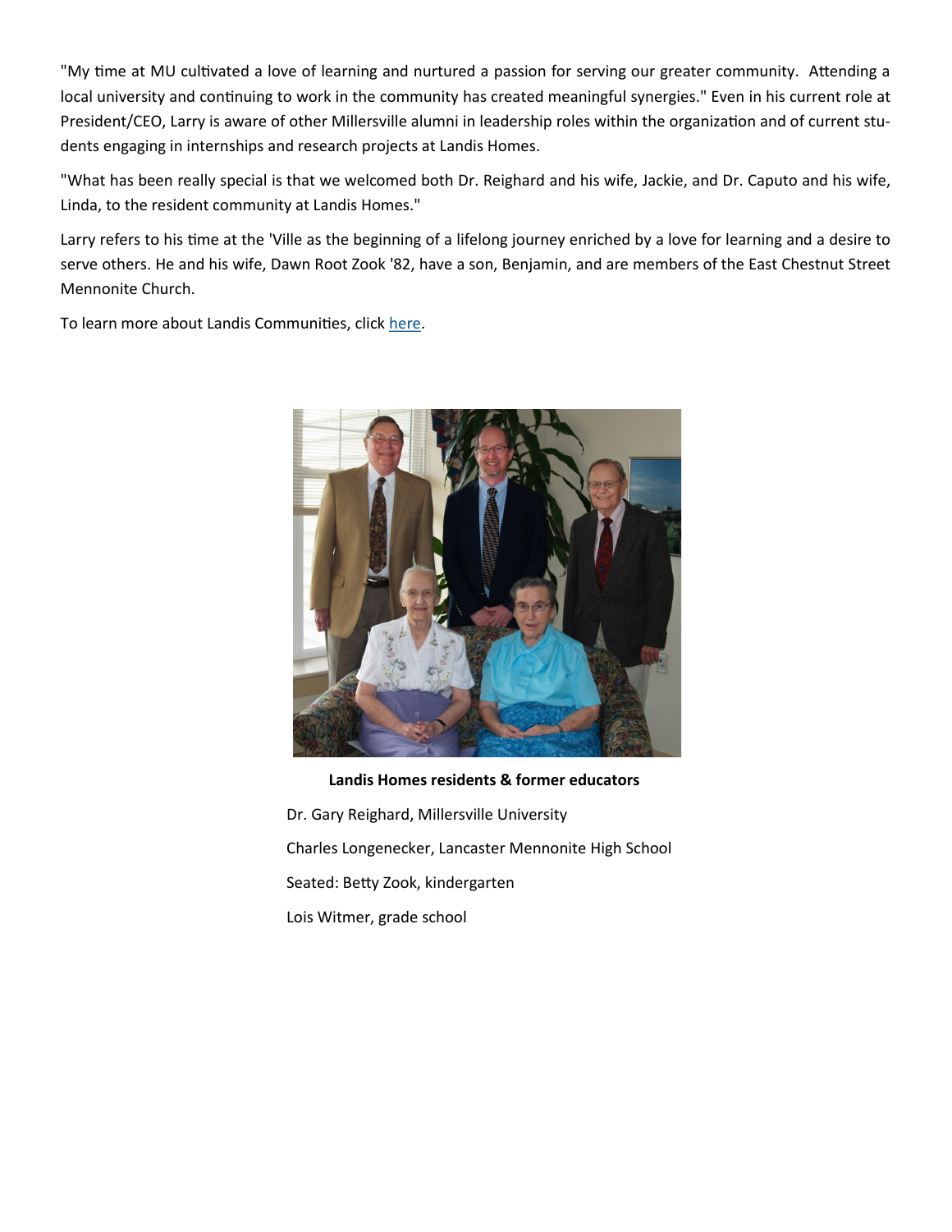"My time at MU cultivated a love of learning and nurtured a passion for serving our greater community. Attending a local university and continuing to work in the community has created meaningful synergies." Even in his current role at President/CEO, Larry is aware of other Millersville alumni in leadership roles within the organization and of current students engaging in internships and research projects at Landis Homes.

"What has been really special is that we welcomed both Dr. Reighard and his wife, Jackie, and Dr. Caputo and his wife, Linda, to the resident community at Landis Homes."

Larry refers to his time at the 'Ville as the beginning of a lifelong journey enriched by a love for learning and a desire to serve others. He and his wife, Dawn Root Zook '82, have a son, Benjamin, and are members of the East Chestnut Street Mennonite Church.

To learn more about Landis Communities, click [here](#).

**Landis Homes residents & former educators**

Dr. Gary Reighard, Millersville University

Charles Longenecker, Lancaster Mennonite High School

Seated: Betty Zook, kindergarten

Lois Witmer, grade school